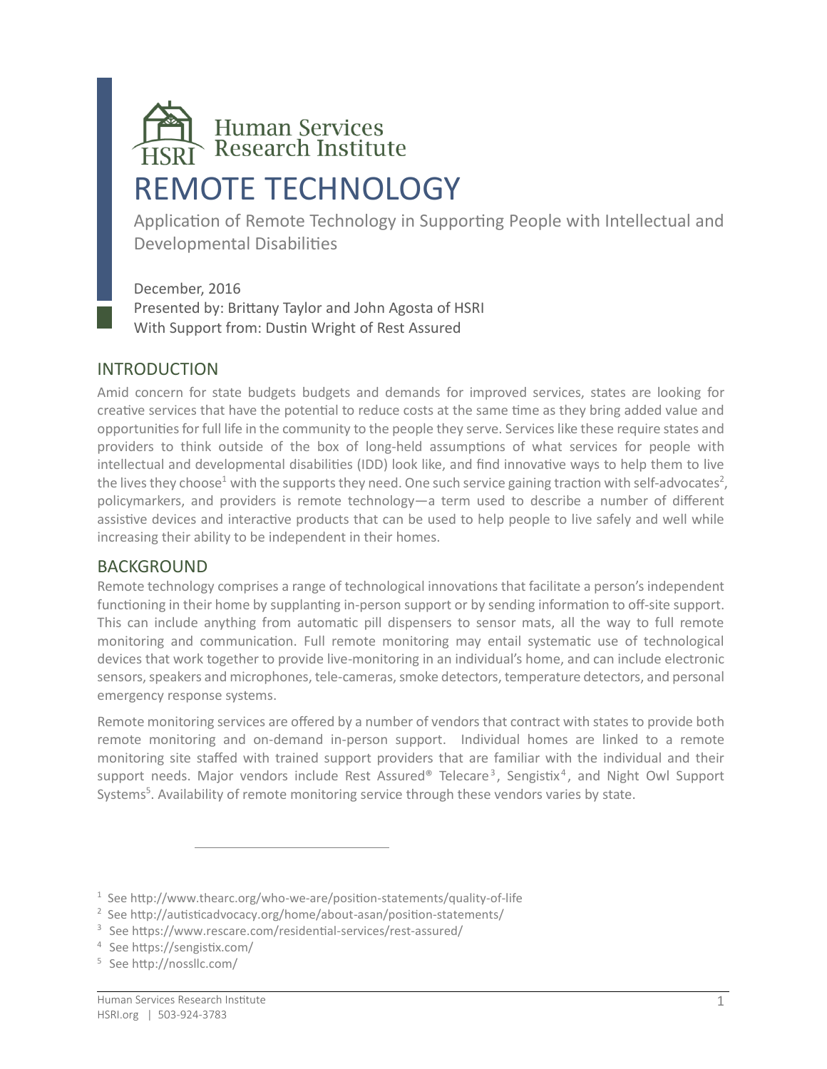Human Services Research Institute

# REMOTE TECHNOLOGY

Application of Remote Technology in Supporting People with Intellectual and Developmental Disabilities

December, 2016
Presented by: Brittany Taylor and John Agosta of HSRI
With Support from: Dustin Wright of Rest Assured

## INTRODUCTION

Amid concern for state budgets budgets and demands for improved services, states are looking for creative services that have the potential to reduce costs at the same time as they bring added value and opportunities for full life in the community to the people they serve. Services like these require states and providers to think outside of the box of long-held assumptions of what services for people with intellectual and developmental disabilities (IDD) look like, and find innovative ways to help them to live the lives they choose[1] with the supports they need. One such service gaining traction with self-advocates[2], policymarkers, and providers is remote technology—a term used to describe a number of different assistive devices and interactive products that can be used to help people to live safely and well while increasing their ability to be independent in their homes.

## BACKGROUND

Remote technology comprises a range of technological innovations that facilitate a person's independent functioning in their home by supplanting in-person support or by sending information to off-site support. This can include anything from automatic pill dispensers to sensor mats, all the way to full remote monitoring and communication. Full remote monitoring may entail systematic use of technological devices that work together to provide live-monitoring in an individual's home, and can include electronic sensors, speakers and microphones, tele-cameras, smoke detectors, temperature detectors, and personal emergency response systems.

Remote monitoring services are offered by a number of vendors that contract with states to provide both remote monitoring and on-demand in-person support. Individual homes are linked to a remote monitoring site staffed with trained support providers that are familiar with the individual and their support needs. Major vendors include Rest Assured® Telecare[3], Sengistix[4], and Night Owl Support Systems[5]. Availability of remote monitoring service through these vendors varies by state.

---

[1] See http://www.thearc.org/who-we-are/position-statements/quality-of-life

[2] See http://autisticadvocacy.org/home/about-asan/position-statements/

[3] See https://www.rescare.com/residential-services/rest-assured/

[4] See https://sengistix.com/

[5] See http://nossllc.com/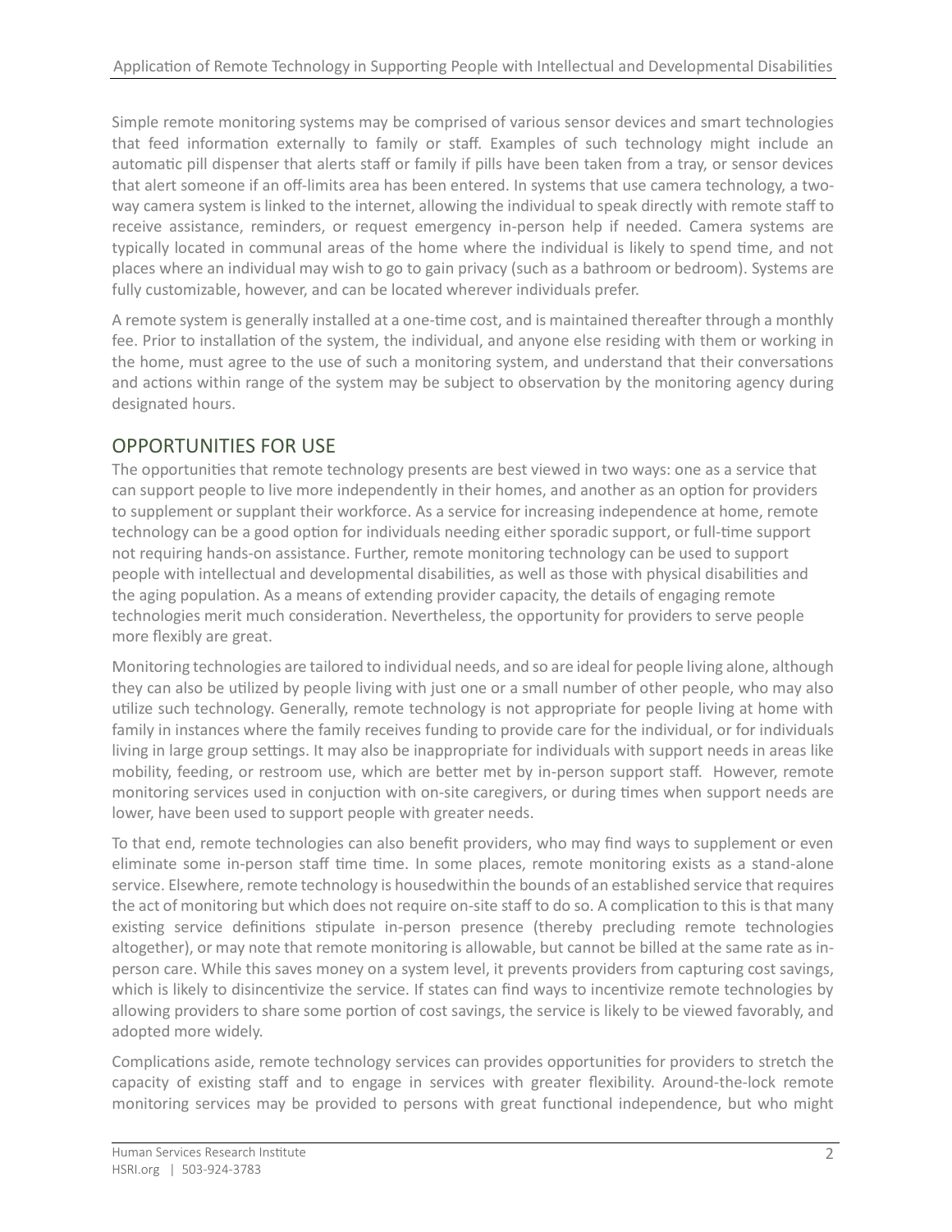Simple remote monitoring systems may be comprised of various sensor devices and smart technologies that feed information externally to family or staff. Examples of such technology might include an automatic pill dispenser that alerts staff or family if pills have been taken from a tray, or sensor devices that alert someone if an off-limits area has been entered. In systems that use camera technology, a two-way camera system is linked to the internet, allowing the individual to speak directly with remote staff to receive assistance, reminders, or request emergency in-person help if needed. Camera systems are typically located in communal areas of the home where the individual is likely to spend time, and not places where an individual may wish to go to gain privacy (such as a bathroom or bedroom). Systems are fully customizable, however, and can be located wherever individuals prefer.

A remote system is generally installed at a one-time cost, and is maintained thereafter through a monthly fee. Prior to installation of the system, the individual, and anyone else residing with them or working in the home, must agree to the use of such a monitoring system, and understand that their conversations and actions within range of the system may be subject to observation by the monitoring agency during designated hours.

## OPPORTUNITIES FOR USE

The opportunities that remote technology presents are best viewed in two ways: one as a service that can support people to live more independently in their homes, and another as an option for providers to supplement or supplant their workforce. As a service for increasing independence at home, remote technology can be a good option for individuals needing either sporadic support, or full-time support not requiring hands-on assistance. Further, remote monitoring technology can be used to support people with intellectual and developmental disabilities, as well as those with physical disabilities and the aging population. As a means of extending provider capacity, the details of engaging remote technologies merit much consideration. Nevertheless, the opportunity for providers to serve people more flexibly are great.

Monitoring technologies are tailored to individual needs, and so are ideal for people living alone, although they can also be utilized by people living with just one or a small number of other people, who may also utilize such technology. Generally, remote technology is not appropriate for people living at home with family in instances where the family receives funding to provide care for the individual, or for individuals living in large group settings. It may also be inappropriate for individuals with support needs in areas like mobility, feeding, or restroom use, which are better met by in-person support staff. However, remote monitoring services used in conjuction with on-site caregivers, or during times when support needs are lower, have been used to support people with greater needs.

To that end, remote technologies can also benefit providers, who may find ways to supplement or even eliminate some in-person staff time time. In some places, remote monitoring exists as a stand-alone service. Elsewhere, remote technology is housedwithin the bounds of an established service that requires the act of monitoring but which does not require on-site staff to do so. A complication to this is that many existing service definitions stipulate in-person presence (thereby precluding remote technologies altogether), or may note that remote monitoring is allowable, but cannot be billed at the same rate as in-person care. While this saves money on a system level, it prevents providers from capturing cost savings, which is likely to disincentivize the service. If states can find ways to incentivize remote technologies by allowing providers to share some portion of cost savings, the service is likely to be viewed favorably, and adopted more widely.

Complications aside, remote technology services can provides opportunities for providers to stretch the capacity of existing staff and to engage in services with greater flexibility. Around-the-lock remote monitoring services may be provided to persons with great functional independence, but who might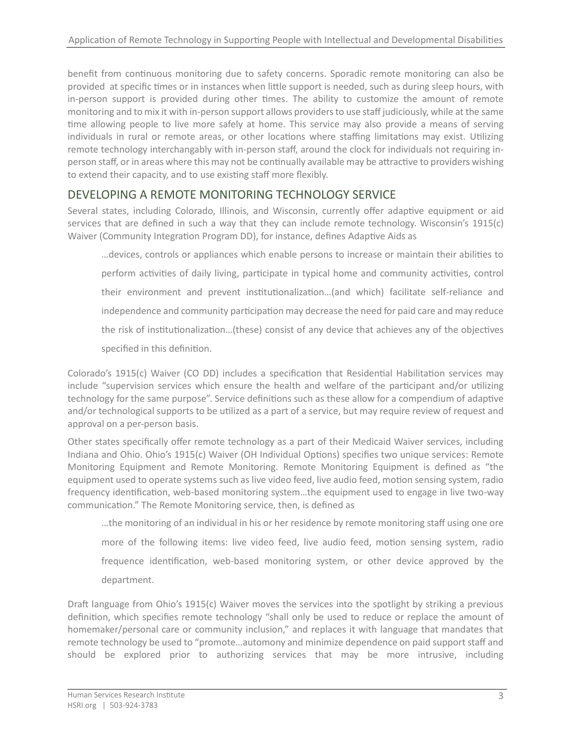benefit from continuous monitoring due to safety concerns. Sporadic remote monitoring can also be provided at specific times or in instances when little support is needed, such as during sleep hours, with in-person support is provided during other times. The ability to customize the amount of remote monitoring and to mix it with in-person support allows providers to use staff judiciously, while at the same time allowing people to live more safely at home. This service may also provide a means of serving individuals in rural or remote areas, or other locations where staffing limitations may exist. Utilizing remote technology interchangably with in-person staff, around the clock for individuals not requiring in-person staff, or in areas where this may not be continually available may be attractive to providers wishing to extend their capacity, and to use existing staff more flexibly.

## DEVELOPING A REMOTE MONITORING TECHNOLOGY SERVICE

Several states, including Colorado, Illinois, and Wisconsin, currently offer adaptive equipment or aid services that are defined in such a way that they can include remote technology. Wisconsin's 1915(c) Waiver (Community Integration Program DD), for instance, defines Adaptive Aids as

> …devices, controls or appliances which enable persons to increase or maintain their abilities to perform activities of daily living, participate in typical home and community activities, control their environment and prevent institutionalization…(and which) facilitate self-reliance and independence and community participation may decrease the need for paid care and may reduce the risk of institutionalization…(these) consist of any device that achieves any of the objectives specified in this definition.

Colorado's 1915(c) Waiver (CO DD) includes a specification that Residential Habilitation services may include "supervision services which ensure the health and welfare of the participant and/or utilizing technology for the same purpose". Service definitions such as these allow for a compendium of adaptive and/or technological supports to be utilized as a part of a service, but may require review of request and approval on a per-person basis.

Other states specifically offer remote technology as a part of their Medicaid Waiver services, including Indiana and Ohio. Ohio's 1915(c) Waiver (OH Individual Options) specifies two unique services: Remote Monitoring Equipment and Remote Monitoring. Remote Monitoring Equipment is defined as "the equipment used to operate systems such as live video feed, live audio feed, motion sensing system, radio frequency identification, web-based monitoring system…the equipment used to engage in live two-way communication." The Remote Monitoring service, then, is defined as

> …the monitoring of an individual in his or her residence by remote monitoring staff using one ore more of the following items: live video feed, live audio feed, motion sensing system, radio frequence identification, web-based monitoring system, or other device approved by the department.

Draft language from Ohio's 1915(c) Waiver moves the services into the spotlight by striking a previous definition, which specifies remote technology "shall only be used to reduce or replace the amount of homemaker/personal care or community inclusion," and replaces it with language that mandates that remote technology be used to "promote…automony and minimize dependence on paid support staff and should be explored prior to authorizing services that may be more intrusive, including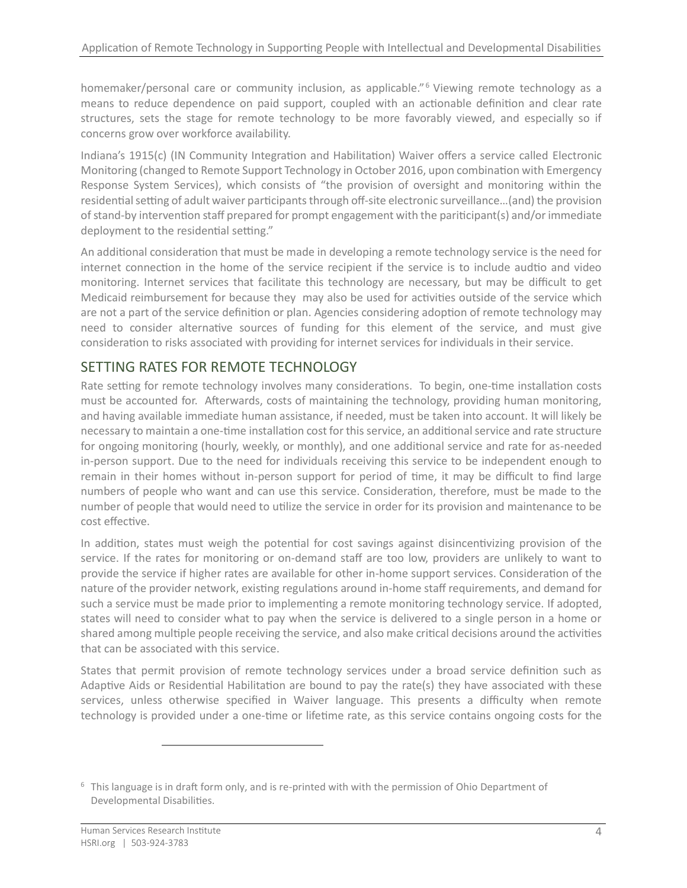homemaker/personal care or community inclusion, as applicable."[6] Viewing remote technology as a means to reduce dependence on paid support, coupled with an actionable definition and clear rate structures, sets the stage for remote technology to be more favorably viewed, and especially so if concerns grow over workforce availability.

Indiana's 1915(c) (IN Community Integration and Habilitation) Waiver offers a service called Electronic Monitoring (changed to Remote Support Technology in October 2016, upon combination with Emergency Response System Services), which consists of "the provision of oversight and monitoring within the residential setting of adult waiver participants through off-site electronic surveillance…(and) the provision of stand-by intervention staff prepared for prompt engagement with the pariticipant(s) and/or immediate deployment to the residential setting."

An additional consideration that must be made in developing a remote technology service is the need for internet connection in the home of the service recipient if the service is to include audtio and video monitoring. Internet services that facilitate this technology are necessary, but may be difficult to get Medicaid reimbursement for because they may also be used for activities outside of the service which are not a part of the service definition or plan. Agencies considering adoption of remote technology may need to consider alternative sources of funding for this element of the service, and must give consideration to risks associated with providing for internet services for individuals in their service.

## SETTING RATES FOR REMOTE TECHNOLOGY

Rate setting for remote technology involves many considerations. To begin, one-time installation costs must be accounted for. Afterwards, costs of maintaining the technology, providing human monitoring, and having available immediate human assistance, if needed, must be taken into account. It will likely be necessary to maintain a one-time installation cost for this service, an additional service and rate structure for ongoing monitoring (hourly, weekly, or monthly), and one additional service and rate for as-needed in-person support. Due to the need for individuals receiving this service to be independent enough to remain in their homes without in-person support for period of time, it may be difficult to find large numbers of people who want and can use this service. Consideration, therefore, must be made to the number of people that would need to utilize the service in order for its provision and maintenance to be cost effective.

In addition, states must weigh the potential for cost savings against disincentivizing provision of the service. If the rates for monitoring or on-demand staff are too low, providers are unlikely to want to provide the service if higher rates are available for other in-home support services. Consideration of the nature of the provider network, existing regulations around in-home staff requirements, and demand for such a service must be made prior to implementing a remote monitoring technology service. If adopted, states will need to consider what to pay when the service is delivered to a single person in a home or shared among multiple people receiving the service, and also make critical decisions around the activities that can be associated with this service.

States that permit provision of remote technology services under a broad service definition such as Adaptive Aids or Residential Habilitation are bound to pay the rate(s) they have associated with these services, unless otherwise specified in Waiver language. This presents a difficulty when remote technology is provided under a one-time or lifetime rate, as this service contains ongoing costs for the

[6] This language is in draft form only, and is re-printed with with the permission of Ohio Department of Developmental Disabilities.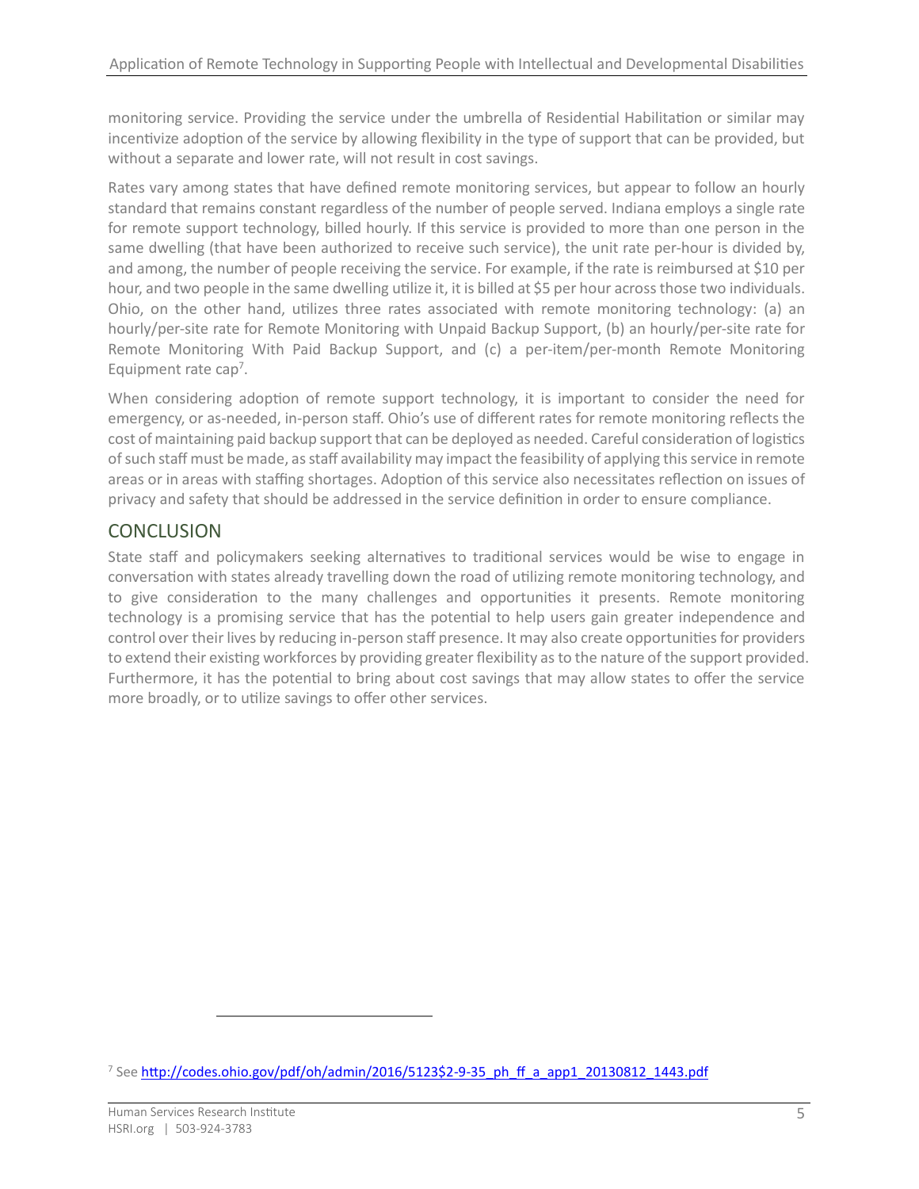monitoring service. Providing the service under the umbrella of Residential Habilitation or similar may incentivize adoption of the service by allowing flexibility in the type of support that can be provided, but without a separate and lower rate, will not result in cost savings.

Rates vary among states that have defined remote monitoring services, but appear to follow an hourly standard that remains constant regardless of the number of people served. Indiana employs a single rate for remote support technology, billed hourly. If this service is provided to more than one person in the same dwelling (that have been authorized to receive such service), the unit rate per-hour is divided by, and among, the number of people receiving the service. For example, if the rate is reimbursed at $10 per hour, and two people in the same dwelling utilize it, it is billed at $5 per hour across those two individuals. Ohio, on the other hand, utilizes three rates associated with remote monitoring technology: (a) an hourly/per-site rate for Remote Monitoring with Unpaid Backup Support, (b) an hourly/per-site rate for Remote Monitoring With Paid Backup Support, and (c) a per-item/per-month Remote Monitoring Equipment rate cap[7].

When considering adoption of remote support technology, it is important to consider the need for emergency, or as-needed, in-person staff. Ohio's use of different rates for remote monitoring reflects the cost of maintaining paid backup support that can be deployed as needed. Careful consideration of logistics of such staff must be made, as staff availability may impact the feasibility of applying this service in remote areas or in areas with staffing shortages. Adoption of this service also necessitates reflection on issues of privacy and safety that should be addressed in the service definition in order to ensure compliance.

## CONCLUSION

State staff and policymakers seeking alternatives to traditional services would be wise to engage in conversation with states already travelling down the road of utilizing remote monitoring technology, and to give consideration to the many challenges and opportunities it presents. Remote monitoring technology is a promising service that has the potential to help users gain greater independence and control over their lives by reducing in-person staff presence. It may also create opportunities for providers to extend their existing workforces by providing greater flexibility as to the nature of the support provided. Furthermore, it has the potential to bring about cost savings that may allow states to offer the service more broadly, or to utilize savings to offer other services.

---

[7] See http://codes.ohio.gov/pdf/oh/admin/2016/5123$2-9-35_ph_ff_a_app1_20130812_1443.pdf